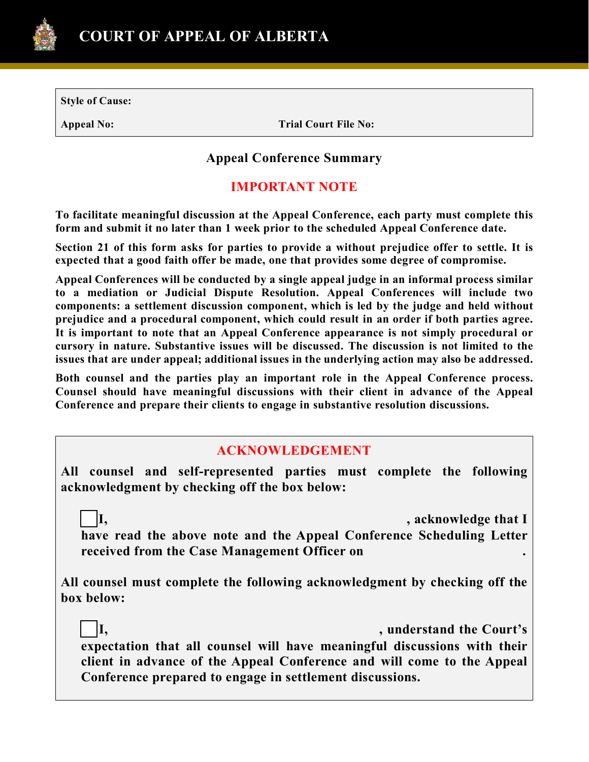# COURT OF APPEAL OF ALBERTA

**Style of Cause:**

**Appeal No:** **Trial Court File No:**

## Appeal Conference Summary

### IMPORTANT NOTE

**To facilitate meaningful discussion at the Appeal Conference, each party must complete this form and submit it no later than 1 week prior to the scheduled Appeal Conference date.**

**Section 21 of this form asks for parties to provide a without prejudice offer to settle. It is expected that a good faith offer be made, one that provides some degree of compromise.**

**Appeal Conferences will be conducted by a single appeal judge in an informal process similar to a mediation or Judicial Dispute Resolution. Appeal Conferences will include two components: a settlement discussion component, which is led by the judge and held without prejudice and a procedural component, which could result in an order if both parties agree. It is important to note that an Appeal Conference appearance is not simply procedural or cursory in nature. Substantive issues will be discussed. The discussion is not limited to the issues that are under appeal; additional issues in the underlying action may also be addressed.**

**Both counsel and the parties play an important role in the Appeal Conference process. Counsel should have meaningful discussions with their client in advance of the Appeal Conference and prepare their clients to engage in substantive resolution discussions.**

### ACKNOWLEDGEMENT

**All counsel and self-represented parties must complete the following acknowledgment by checking off the box below:**

☐ **I, \_\_\_\_\_\_\_\_\_\_\_\_\_\_\_\_\_\_\_\_, acknowledge that I have read the above note and the Appeal Conference Scheduling Letter received from the Case Management Officer on \_\_\_\_\_\_\_\_\_\_\_\_\_\_\_\_\_\_\_\_.**

**All counsel must complete the following acknowledgment by checking off the box below:**

☐ **I, \_\_\_\_\_\_\_\_\_\_\_\_\_\_\_\_\_\_\_\_, understand the Court's expectation that all counsel will have meaningful discussions with their client in advance of the Appeal Conference and will come to the Appeal Conference prepared to engage in settlement discussions.**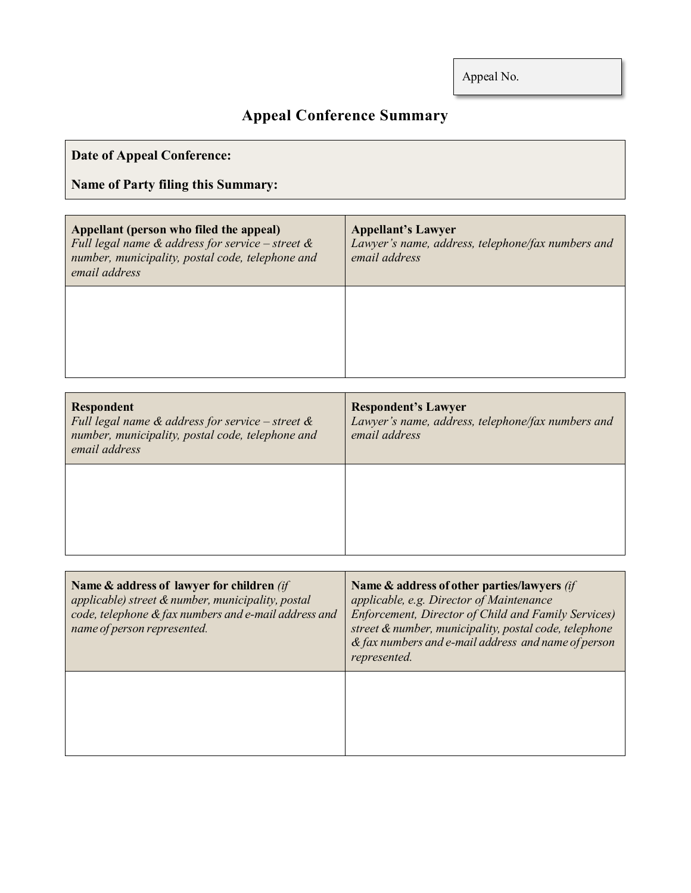Appeal No.

# Appeal Conference Summary

**Date of Appeal Conference:**

**Name of Party filing this Summary:**

| **Appellant (person who filed the appeal)** *Full legal name & address for service – street & number, municipality, postal code, telephone and email address* | **Appellant's Lawyer** *Lawyer's name, address, telephone/fax numbers and email address* |
| --- | --- |
| | |

| **Respondent** *Full legal name & address for service – street & number, municipality, postal code, telephone and email address* | **Respondent's Lawyer** *Lawyer's name, address, telephone/fax numbers and email address* |
| --- | --- |
| | |

| **Name & address of lawyer for children** *(if applicable) street & number, municipality, postal code, telephone & fax numbers and e-mail address and name of person represented.* | **Name & address of other parties/lawyers** *(if applicable, e.g. Director of Maintenance Enforcement, Director of Child and Family Services) street & number, municipality, postal code, telephone & fax numbers and e-mail address and name of person represented.* |
| --- | --- |
| | |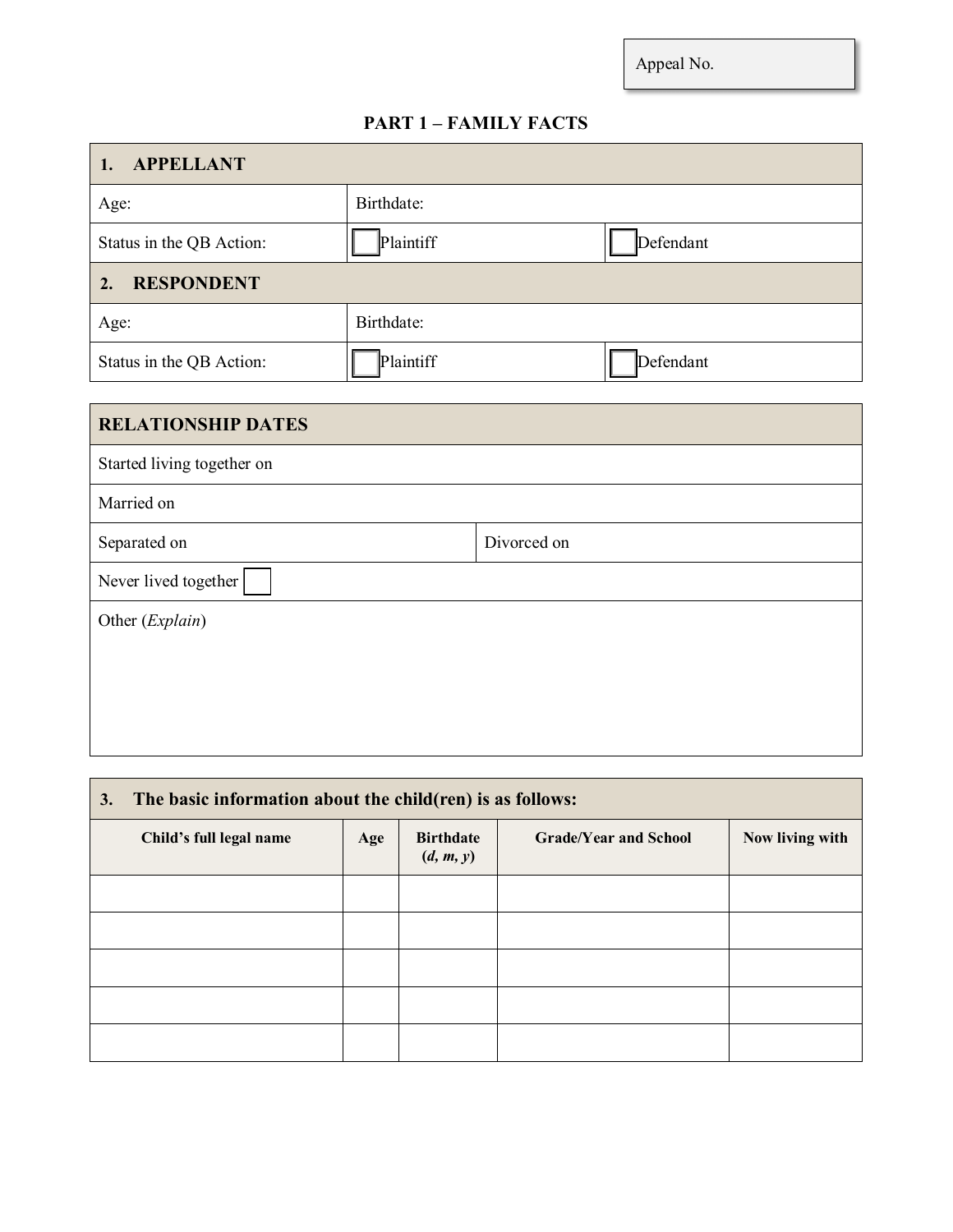Appeal No.

## PART 1 – FAMILY FACTS

| 1. APPELLANT | | |
|---|---|---|
| Age: | Birthdate: | |
| Status in the QB Action: | ☐ Plaintiff | ☐ Defendant |
| **2. RESPONDENT** | | |
| Age: | Birthdate: | |
| Status in the QB Action: | ☐ Plaintiff | ☐ Defendant |

| RELATIONSHIP DATES | |
|---|---|
| Started living together on | |
| Married on | |
| Separated on | Divorced on |
| Never lived together ☐ | |
| Other (*Explain*) | |

**3. The basic information about the child(ren) is as follows:**

| Child's full legal name | Age | Birthdate (*d, m, y*) | Grade/Year and School | Now living with |
|---|---|---|---|---|
| | | | | |
| | | | | |
| | | | | |
| | | | | |
| | | | | |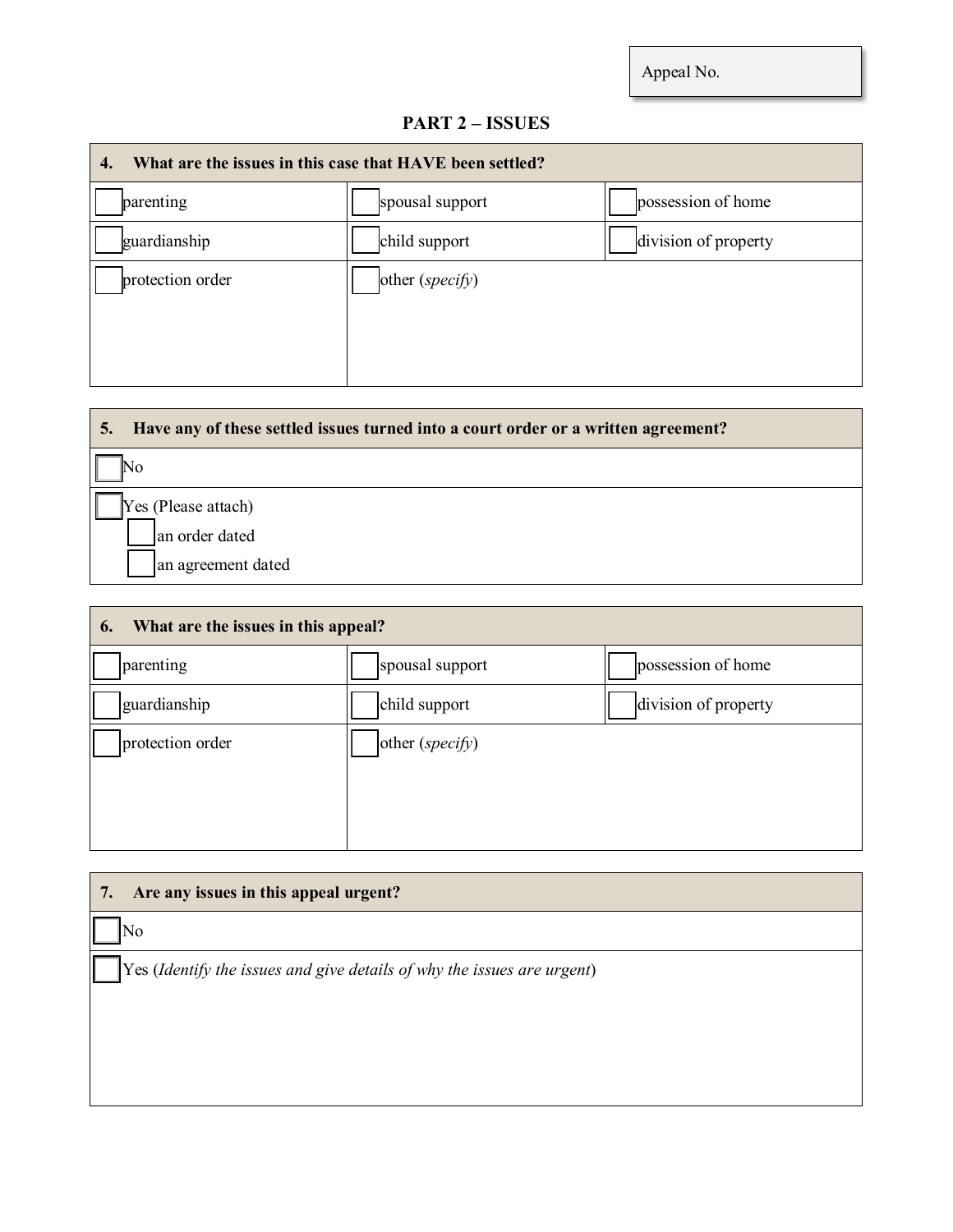Appeal No.

## PART 2 – ISSUES

| 4. What are the issues in this case that HAVE been settled? | | |
|---|---|---|
| ☐ parenting | ☐ spousal support | ☐ possession of home |
| ☐ guardianship | ☐ child support | ☐ division of property |
| ☐ protection order | ☐ other (*specify*) | |

| 5. Have any of these settled issues turned into a court order or a written agreement? |
|---|
| ☐ No |
| ☐ Yes (Please attach)<br>☐ an order dated<br>☐ an agreement dated |

| 6. What are the issues in this appeal? | | |
|---|---|---|
| ☐ parenting | ☐ spousal support | ☐ possession of home |
| ☐ guardianship | ☐ child support | ☐ division of property |
| ☐ protection order | ☐ other (*specify*) | |

| 7. Are any issues in this appeal urgent? |
|---|
| ☐ No |
| ☐ Yes (*Identify the issues and give details of why the issues are urgent*) |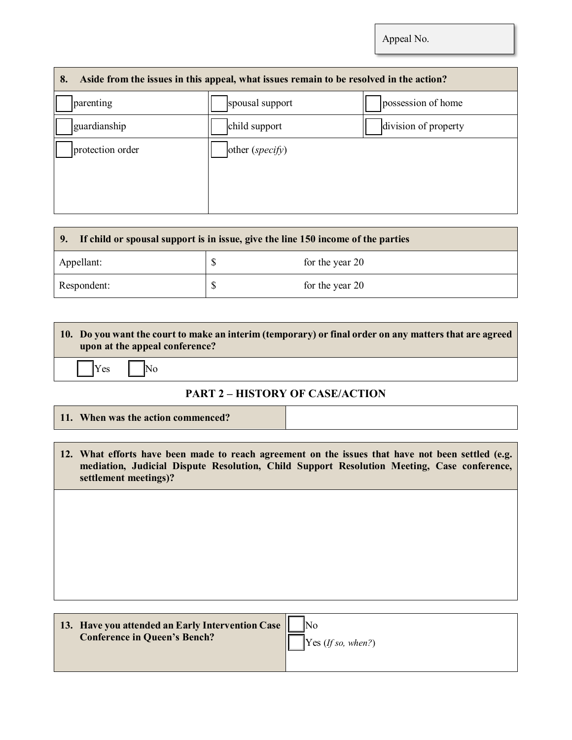Appeal No.

| 8. Aside from the issues in this appeal, what issues remain to be resolved in the action? | | |
|---|---|---|
| ☐ parenting | ☐ spousal support | ☐ possession of home |
| ☐ guardianship | ☐ child support | ☐ division of property |
| ☐ protection order | ☐ other (*specify*) | |

| 9. If child or spousal support is in issue, give the line 150 income of the parties | | |
|---|---|---|
| Appellant: | $ | for the year 20 |
| Respondent: | $ | for the year 20 |

| 10. Do you want the court to make an interim (temporary) or final order on any matters that are agreed upon at the appeal conference? |
|---|
| ☐ Yes ☐ No |

## PART 2 – HISTORY OF CASE/ACTION

| 11. When was the action commenced? | |
|---|---|

| 12. What efforts have been made to reach agreement on the issues that have not been settled (e.g. mediation, Judicial Dispute Resolution, Child Support Resolution Meeting, Case conference, settlement meetings)? |
|---|
| |

| 13. Have you attended an Early Intervention Case Conference in Queen's Bench? | ☐ No<br>☐ Yes (*If so, when?*) |
|---|---|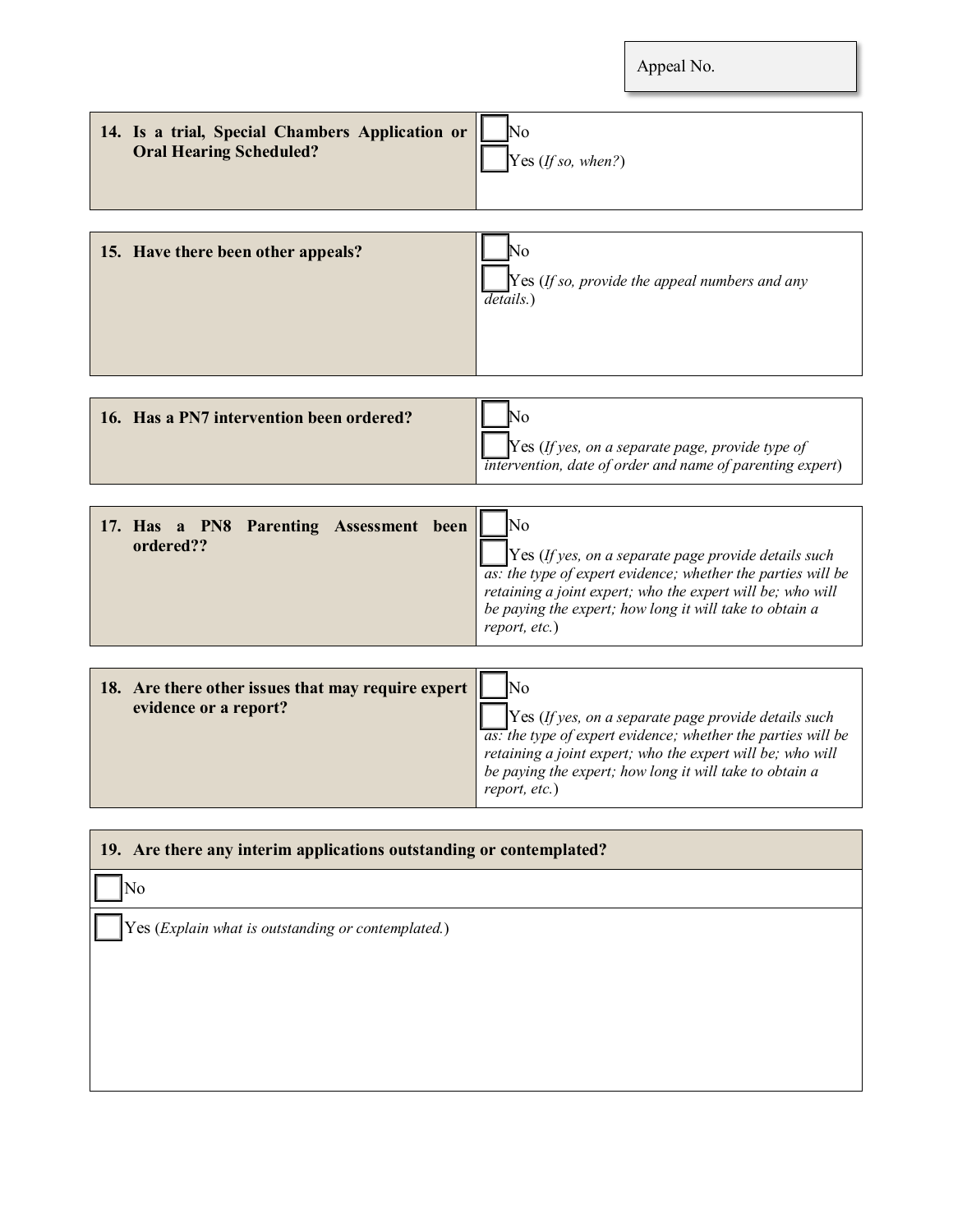| Appeal No. |
|---|

| **14. Is a trial, Special Chambers Application or Oral Hearing Scheduled?** | ☐ No<br>☐ Yes (*If so, when?*) |
|---|---|

| **15. Have there been other appeals?** | ☐ No<br>☐ Yes (*If so, provide the appeal numbers and any details.*) |
|---|---|

| **16. Has a PN7 intervention been ordered?** | ☐ No<br>☐ Yes (*If yes, on a separate page, provide type of intervention, date of order and name of parenting expert*) |
|---|---|

| **17. Has a PN8 Parenting Assessment been ordered??** | ☐ No<br>☐ Yes (*If yes, on a separate page provide details such as: the type of expert evidence; whether the parties will be retaining a joint expert; who the expert will be; who will be paying the expert; how long it will take to obtain a report, etc.*) |
|---|---|

| **18. Are there other issues that may require expert evidence or a report?** | ☐ No<br>☐ Yes (*If yes, on a separate page provide details such as: the type of expert evidence; whether the parties will be retaining a joint expert; who the expert will be; who will be paying the expert; how long it will take to obtain a report, etc.*) |
|---|---|

| **19. Are there any interim applications outstanding or contemplated?** |
|---|
| ☐ No |
| ☐ Yes (*Explain what is outstanding or contemplated.*) |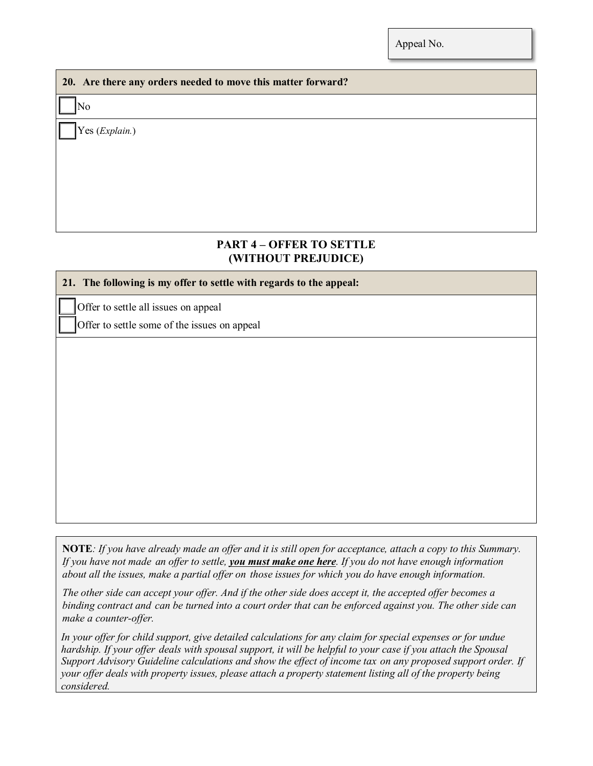Appeal No.

**20. Are there any orders needed to move this matter forward?**

☐ No

☐ Yes (*Explain.*)

## PART 4 – OFFER TO SETTLE (WITHOUT PREJUDICE)

**21. The following is my offer to settle with regards to the appeal:**

☐ Offer to settle all issues on appeal

☐ Offer to settle some of the issues on appeal

**NOTE***: If you have already made an offer and it is still open for acceptance, attach a copy to this Summary. If you have not made an offer to settle,* ***you must make one here****. If you do not have enough information about all the issues, make a partial offer on those issues for which you do have enough information.*

*The other side can accept your offer. And if the other side does accept it, the accepted offer becomes a binding contract and can be turned into a court order that can be enforced against you. The other side can make a counter-offer.*

*In your offer for child support, give detailed calculations for any claim for special expenses or for undue hardship. If your offer deals with spousal support, it will be helpful to your case if you attach the Spousal Support Advisory Guideline calculations and show the effect of income tax on any proposed support order. If your offer deals with property issues, please attach a property statement listing all of the property being considered.*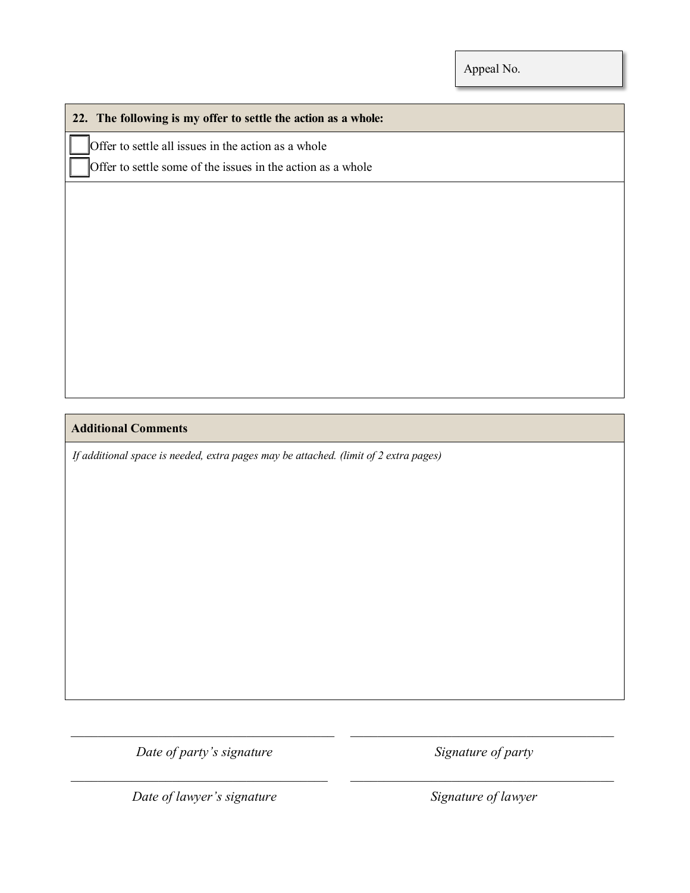Appeal No.

**22. The following is my offer to settle the action as a whole:**

☐ Offer to settle all issues in the action as a whole

☐ Offer to settle some of the issues in the action as a whole

**Additional Comments**

*If additional space is needed, extra pages may be attached. (limit of 2 extra pages)*

| | |
|---|---|
| *Date of party's signature* | *Signature of party* |
| *Date of lawyer's signature* | *Signature of lawyer* |